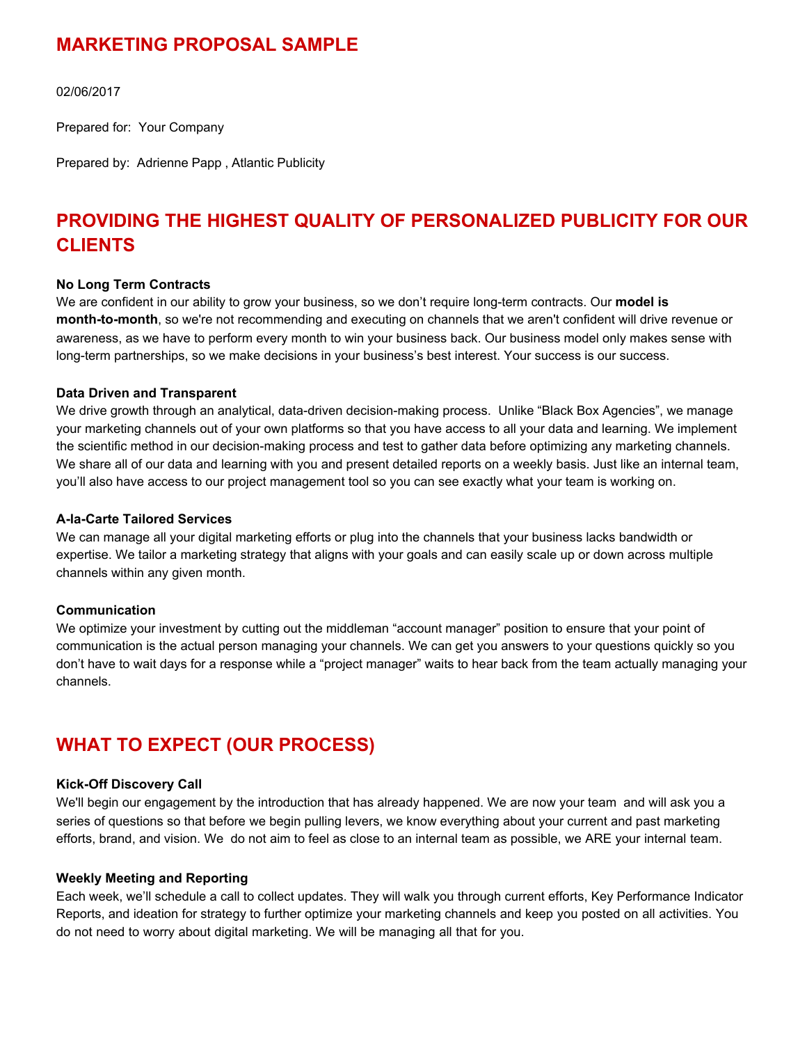# MARKETING PROPOSAL SAMPLE

02/06/2017

Prepared for: Your Company

Prepared by: Adrienne Papp , Atlantic Publicity

## PROVIDING THE HIGHEST QUALITY OF PERSONALIZED PUBLICITY FOR OUR CLIENTS

**No Long Term Contracts**

We are confident in our ability to grow your business, so we don't require long-term contracts. Our **model is month-to-month**, so we're not recommending and executing on channels that we aren't confident will drive revenue or awareness, as we have to perform every month to win your business back. Our business model only makes sense with long-term partnerships, so we make decisions in your business's best interest. Your success is our success.

**Data Driven and Transparent**

We drive growth through an analytical, data-driven decision-making process. Unlike "Black Box Agencies", we manage your marketing channels out of your own platforms so that you have access to all your data and learning. We implement the scientific method in our decision-making process and test to gather data before optimizing any marketing channels. We share all of our data and learning with you and present detailed reports on a weekly basis. Just like an internal team, you'll also have access to our project management tool so you can see exactly what your team is working on.

**A-la-Carte Tailored Services**

We can manage all your digital marketing efforts or plug into the channels that your business lacks bandwidth or expertise. We tailor a marketing strategy that aligns with your goals and can easily scale up or down across multiple channels within any given month.

**Communication**

We optimize your investment by cutting out the middleman "account manager" position to ensure that your point of communication is the actual person managing your channels. We can get you answers to your questions quickly so you don't have to wait days for a response while a "project manager" waits to hear back from the team actually managing your channels.

## WHAT TO EXPECT (OUR PROCESS)

**Kick-Off Discovery Call**

We'll begin our engagement by the introduction that has already happened. We are now your team and will ask you a series of questions so that before we begin pulling levers, we know everything about your current and past marketing efforts, brand, and vision. We do not aim to feel as close to an internal team as possible, we ARE your internal team.

**Weekly Meeting and Reporting**

Each week, we'll schedule a call to collect updates. They will walk you through current efforts, Key Performance Indicator Reports, and ideation for strategy to further optimize your marketing channels and keep you posted on all activities. You do not need to worry about digital marketing. We will be managing all that for you.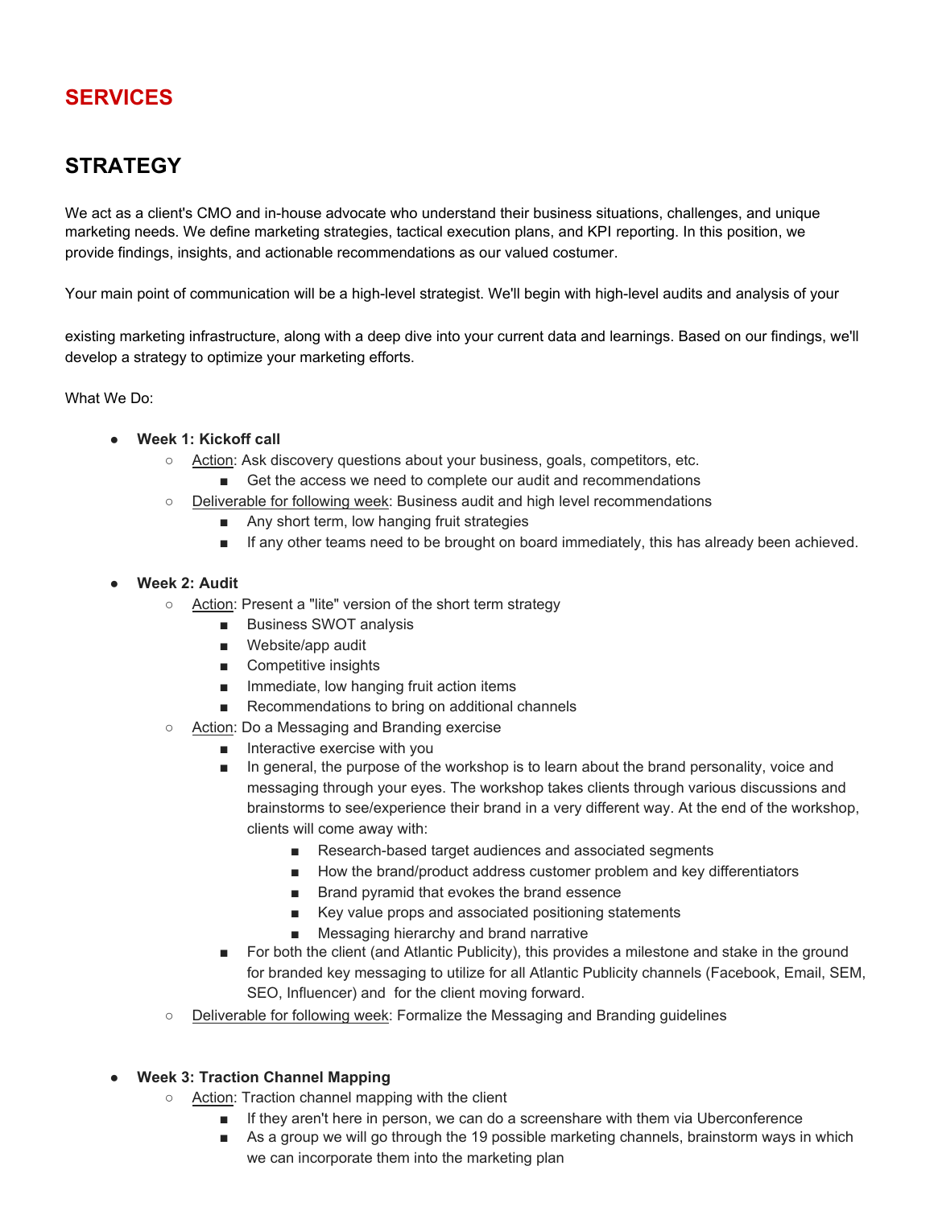# SERVICES

## STRATEGY

We act as a client's CMO and in-house advocate who understand their business situations, challenges, and unique marketing needs. We define marketing strategies, tactical execution plans, and KPI reporting. In this position, we provide findings, insights, and actionable recommendations as our valued costumer.

Your main point of communication will be a high-level strategist. We'll begin with high-level audits and analysis of your existing marketing infrastructure, along with a deep dive into your current data and learnings. Based on our findings, we'll develop a strategy to optimize your marketing efforts.

What We Do:

- **Week 1: Kickoff call**
  - Action: Ask discovery questions about your business, goals, competitors, etc.
    - Get the access we need to complete our audit and recommendations
  - Deliverable for following week: Business audit and high level recommendations
    - Any short term, low hanging fruit strategies
    - If any other teams need to be brought on board immediately, this has already been achieved.

- **Week 2: Audit**
  - Action: Present a "lite" version of the short term strategy
    - Business SWOT analysis
    - Website/app audit
    - Competitive insights
    - Immediate, low hanging fruit action items
    - Recommendations to bring on additional channels
  - Action: Do a Messaging and Branding exercise
    - Interactive exercise with you
    - In general, the purpose of the workshop is to learn about the brand personality, voice and messaging through your eyes. The workshop takes clients through various discussions and brainstorms to see/experience their brand in a very different way. At the end of the workshop, clients will come away with:
      - Research-based target audiences and associated segments
      - How the brand/product address customer problem and key differentiators
      - Brand pyramid that evokes the brand essence
      - Key value props and associated positioning statements
      - Messaging hierarchy and brand narrative
    - For both the client (and Atlantic Publicity), this provides a milestone and stake in the ground for branded key messaging to utilize for all Atlantic Publicity channels (Facebook, Email, SEM, SEO, Influencer) and for the client moving forward.
  - Deliverable for following week: Formalize the Messaging and Branding guidelines

- **Week 3: Traction Channel Mapping**
  - Action: Traction channel mapping with the client
    - If they aren't here in person, we can do a screenshare with them via Uberconference
    - As a group we will go through the 19 possible marketing channels, brainstorm ways in which we can incorporate them into the marketing plan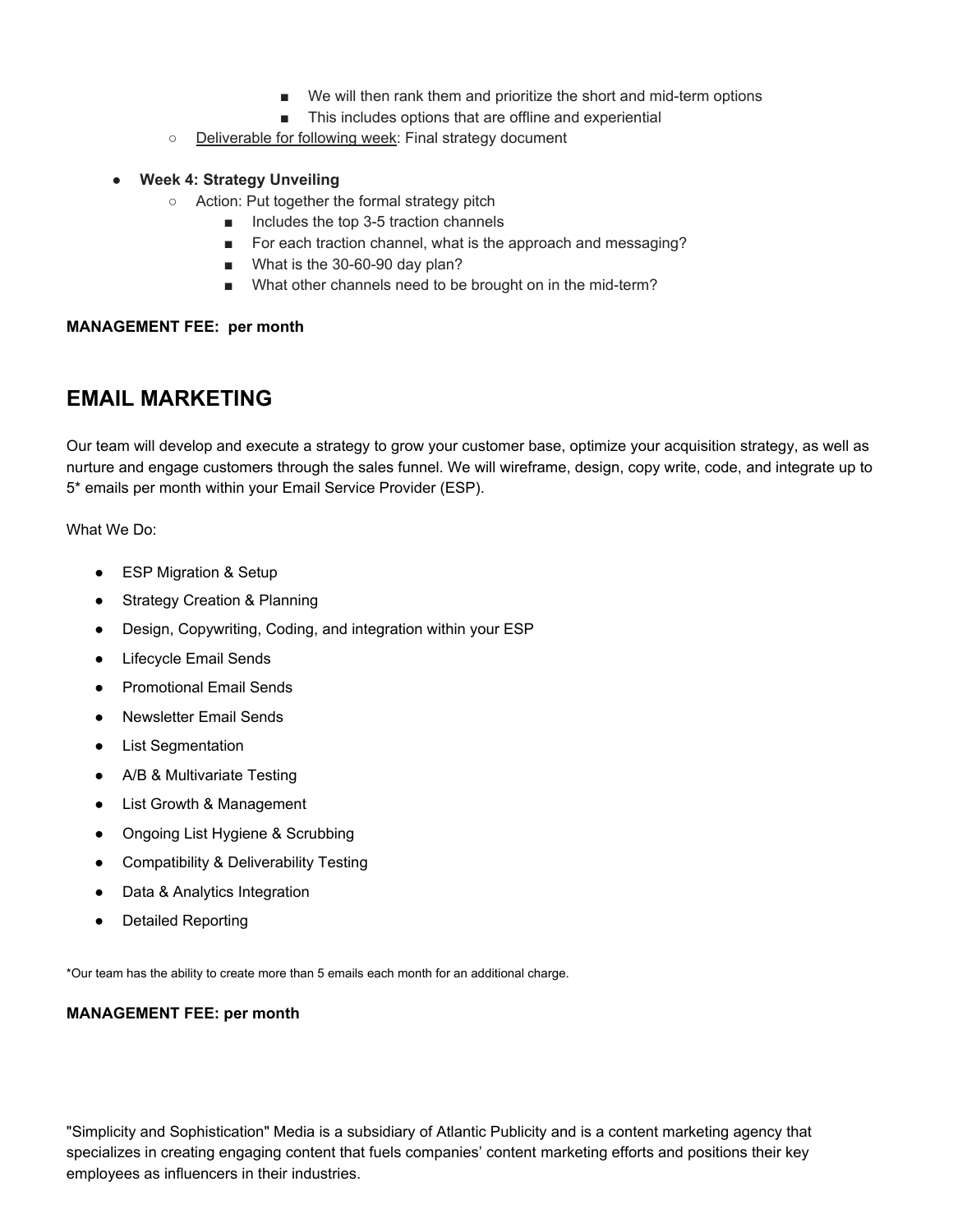- We will then rank them and prioritize the short and mid-term options
        - This includes options that are offline and experiential
    - Deliverable for following week: Final strategy document

- **Week 4: Strategy Unveiling**
    - Action: Put together the formal strategy pitch
        - Includes the top 3-5 traction channels
        - For each traction channel, what is the approach and messaging?
        - What is the 30-60-90 day plan?
        - What other channels need to be brought on in the mid-term?

**MANAGEMENT FEE: per month**

## EMAIL MARKETING

Our team will develop and execute a strategy to grow your customer base, optimize your acquisition strategy, as well as nurture and engage customers through the sales funnel. We will wireframe, design, copy write, code, and integrate up to 5* emails per month within your Email Service Provider (ESP).

What We Do:

- ESP Migration & Setup
- Strategy Creation & Planning
- Design, Copywriting, Coding, and integration within your ESP
- Lifecycle Email Sends
- Promotional Email Sends
- Newsletter Email Sends
- List Segmentation
- A/B & Multivariate Testing
- List Growth & Management
- Ongoing List Hygiene & Scrubbing
- Compatibility & Deliverability Testing
- Data & Analytics Integration
- Detailed Reporting

*Our team has the ability to create more than 5 emails each month for an additional charge.

**MANAGEMENT FEE: per month**

"Simplicity and Sophistication" Media is a subsidiary of Atlantic Publicity and is a content marketing agency that specializes in creating engaging content that fuels companies' content marketing efforts and positions their key employees as influencers in their industries.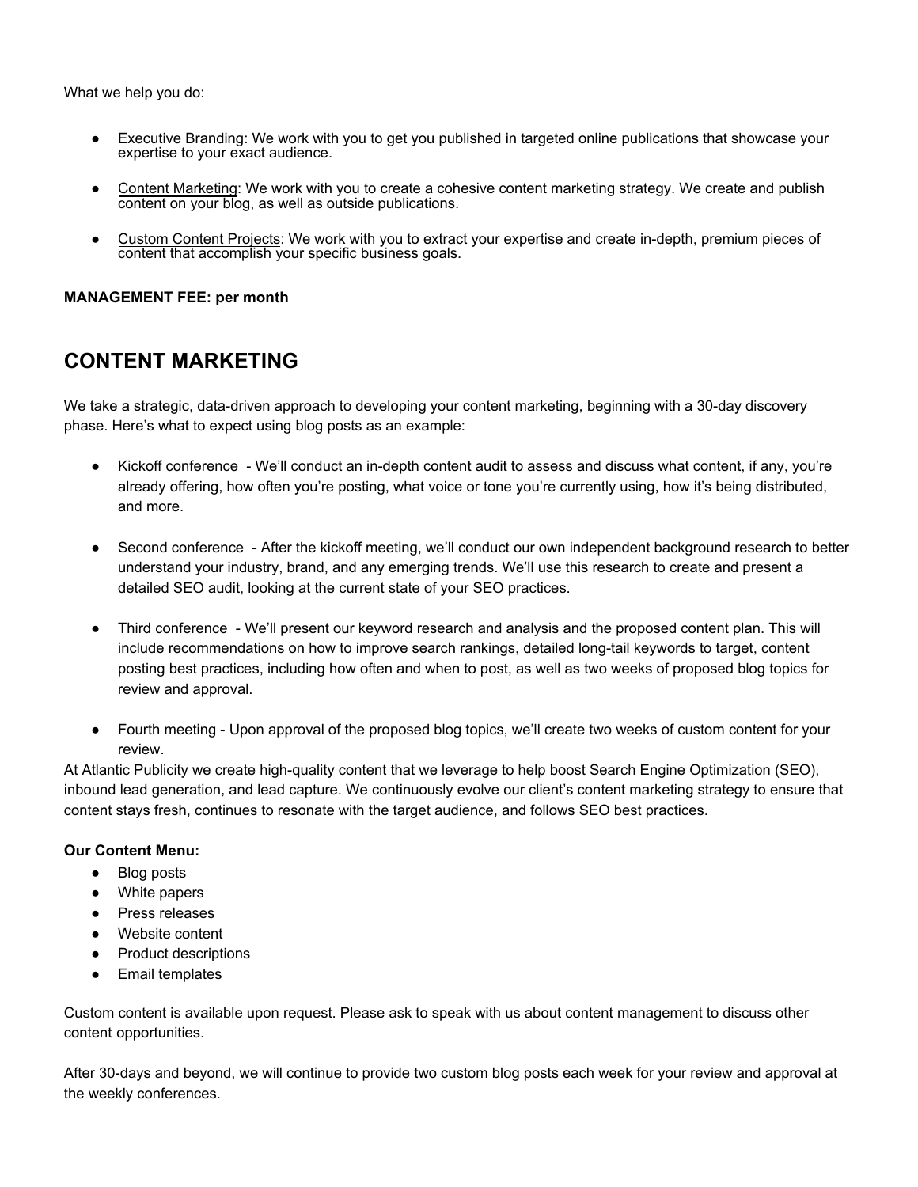What we help you do:

- Executive Branding: We work with you to get you published in targeted online publications that showcase your expertise to your exact audience.

- Content Marketing: We work with you to create a cohesive content marketing strategy. We create and publish content on your blog, as well as outside publications.

- Custom Content Projects: We work with you to extract your expertise and create in-depth, premium pieces of content that accomplish your specific business goals.

**MANAGEMENT FEE: per month**

## CONTENT MARKETING

We take a strategic, data-driven approach to developing your content marketing, beginning with a 30-day discovery phase. Here's what to expect using blog posts as an example:

- Kickoff conference - We'll conduct an in-depth content audit to assess and discuss what content, if any, you're already offering, how often you're posting, what voice or tone you're currently using, how it's being distributed, and more.

- Second conference - After the kickoff meeting, we'll conduct our own independent background research to better understand your industry, brand, and any emerging trends. We'll use this research to create and present a detailed SEO audit, looking at the current state of your SEO practices.

- Third conference - We'll present our keyword research and analysis and the proposed content plan. This will include recommendations on how to improve search rankings, detailed long-tail keywords to target, content posting best practices, including how often and when to post, as well as two weeks of proposed blog topics for review and approval.

- Fourth meeting - Upon approval of the proposed blog topics, we'll create two weeks of custom content for your review.

At Atlantic Publicity we create high-quality content that we leverage to help boost Search Engine Optimization (SEO), inbound lead generation, and lead capture. We continuously evolve our client's content marketing strategy to ensure that content stays fresh, continues to resonate with the target audience, and follows SEO best practices.

**Our Content Menu:**

- Blog posts
- White papers
- Press releases
- Website content
- Product descriptions
- Email templates

Custom content is available upon request. Please ask to speak with us about content management to discuss other content opportunities.

After 30-days and beyond, we will continue to provide two custom blog posts each week for your review and approval at the weekly conferences.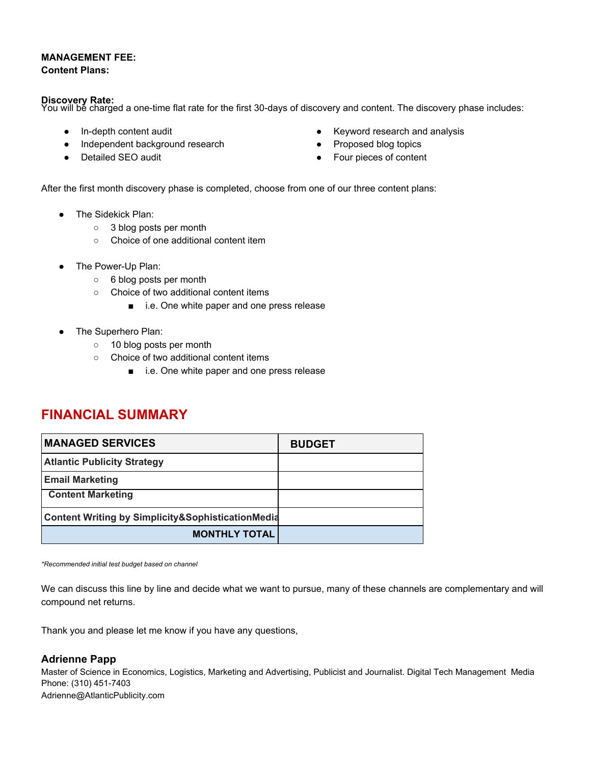**MANAGEMENT FEE:**
**Content Plans:**

**Discovery Rate:**
You will be charged a one-time flat rate for the first 30-days of discovery and content. The discovery phase includes:

- In-depth content audit
- Independent background research
- Detailed SEO audit
- Keyword research and analysis
- Proposed blog topics
- Four pieces of content

After the first month discovery phase is completed, choose from one of our three content plans:

- The Sidekick Plan:
  - 3 blog posts per month
  - Choice of one additional content item
- The Power-Up Plan:
  - 6 blog posts per month
  - Choice of two additional content items
    - i.e. One white paper and one press release
- The Superhero Plan:
  - 10 blog posts per month
  - Choice of two additional content items
    - i.e. One white paper and one press release

## FINANCIAL SUMMARY

| MANAGED SERVICES | BUDGET |
|---|---|
| **Atlantic Publicity Strategy** | |
| **Email Marketing** | |
| **Content Marketing** | |
| **Content Writing by Simplicity&SophisticationMedia** | |
| **MONTHLY TOTAL** | |

*\*Recommended initial test budget based on channel*

We can discuss this line by line and decide what we want to pursue, many of these channels are complementary and will compound net returns.

Thank you and please let me know if you have any questions,

**Adrienne Papp**
Master of Science in Economics, Logistics, Marketing and Advertising, Publicist and Journalist. Digital Tech Management Media
Phone: (310) 451-7403
Adrienne@AtlanticPublicity.com